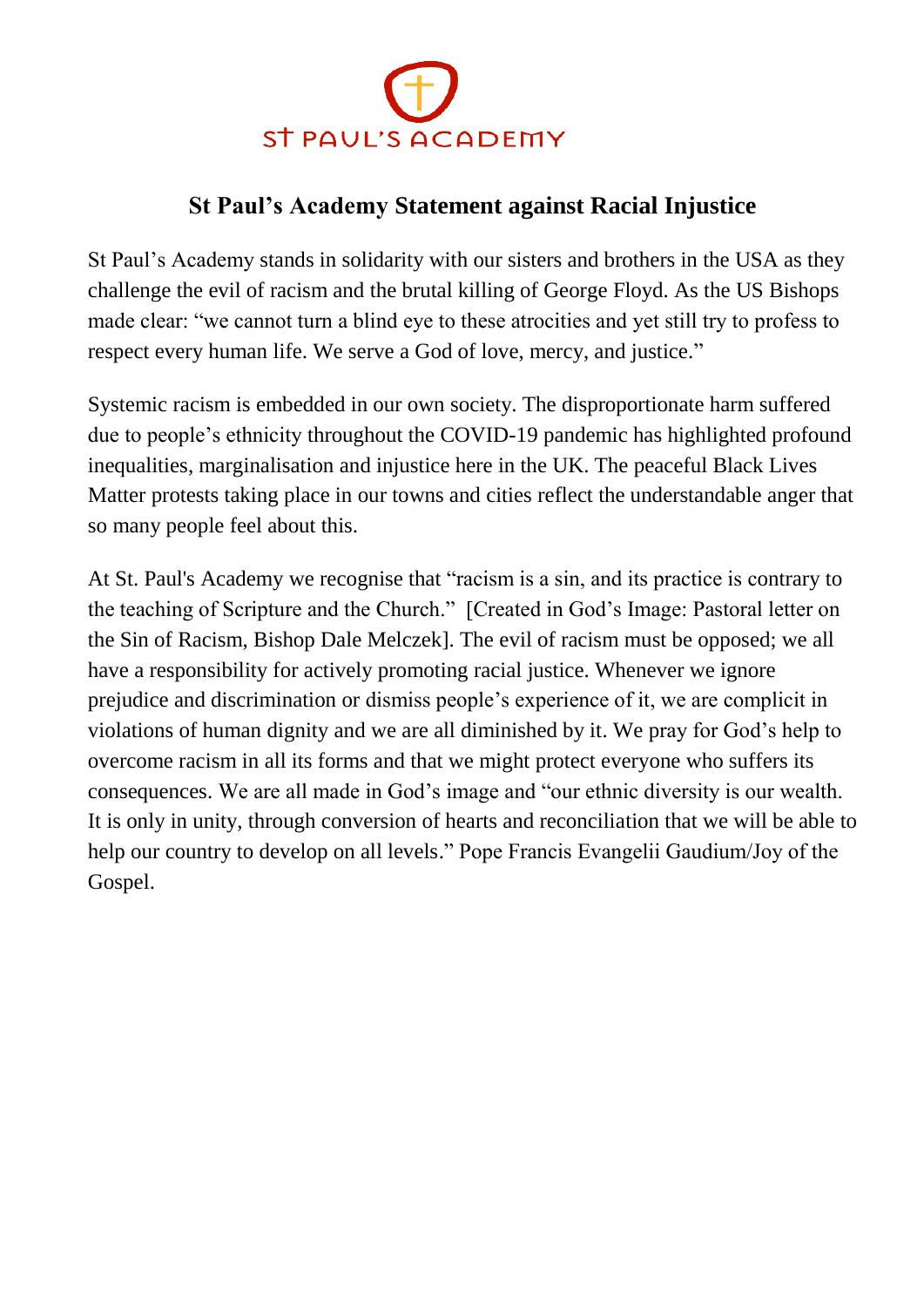ST PAUL'S ACADEMY

# St Paul's Academy Statement against Racial Injustice

St Paul's Academy stands in solidarity with our sisters and brothers in the USA as they challenge the evil of racism and the brutal killing of George Floyd. As the US Bishops made clear: "we cannot turn a blind eye to these atrocities and yet still try to profess to respect every human life. We serve a God of love, mercy, and justice."

Systemic racism is embedded in our own society. The disproportionate harm suffered due to people's ethnicity throughout the COVID-19 pandemic has highlighted profound inequalities, marginalisation and injustice here in the UK. The peaceful Black Lives Matter protests taking place in our towns and cities reflect the understandable anger that so many people feel about this.

At St. Paul's Academy we recognise that "racism is a sin, and its practice is contrary to the teaching of Scripture and the Church." [Created in God's Image: Pastoral letter on the Sin of Racism, Bishop Dale Melczek]. The evil of racism must be opposed; we all have a responsibility for actively promoting racial justice. Whenever we ignore prejudice and discrimination or dismiss people's experience of it, we are complicit in violations of human dignity and we are all diminished by it. We pray for God's help to overcome racism in all its forms and that we might protect everyone who suffers its consequences. We are all made in God's image and "our ethnic diversity is our wealth. It is only in unity, through conversion of hearts and reconciliation that we will be able to help our country to develop on all levels." Pope Francis Evangelii Gaudium/Joy of the Gospel.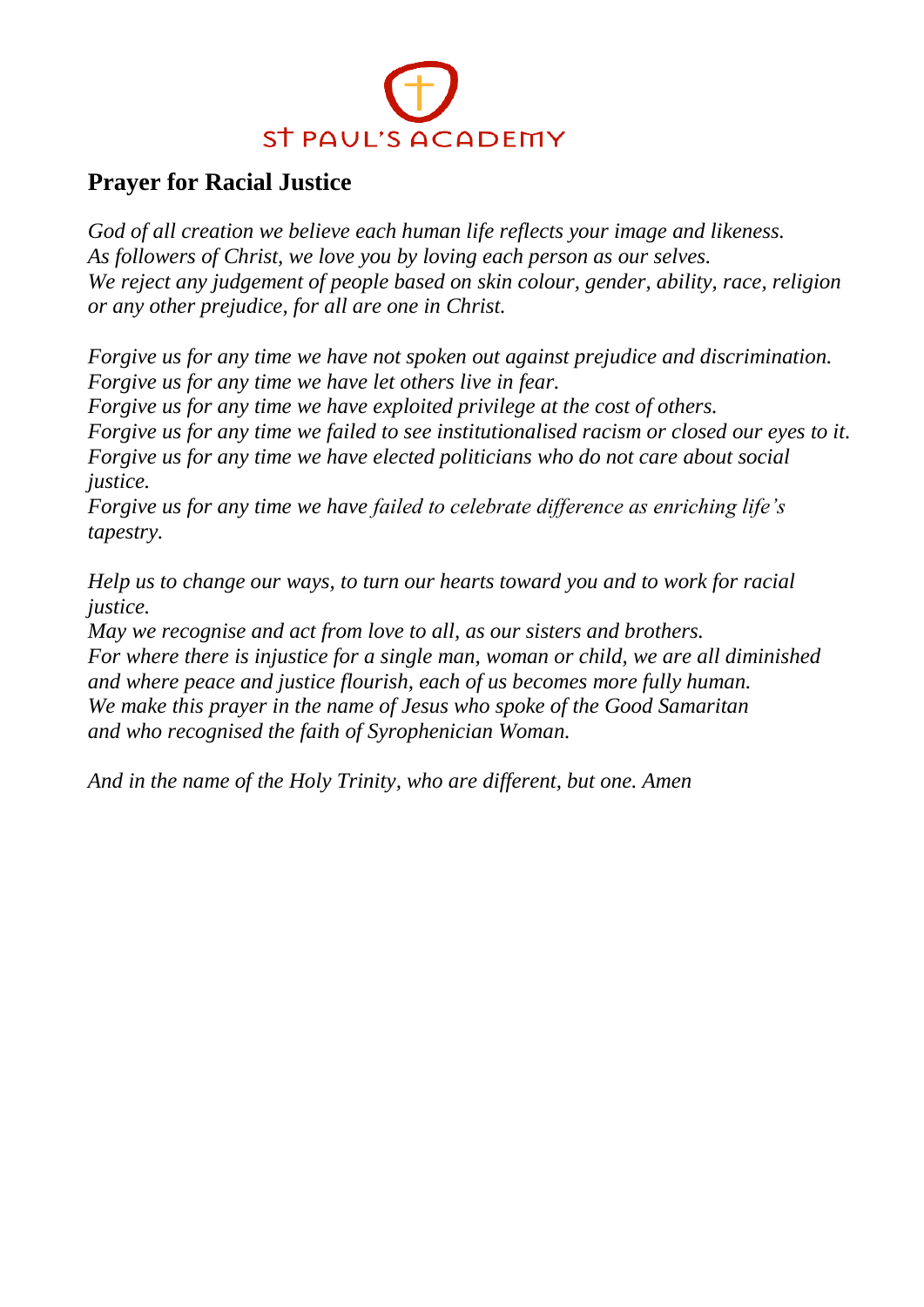ST PAUL'S ACADEMY

## Prayer for Racial Justice

*God of all creation we believe each human life reflects your image and likeness.*
*As followers of Christ, we love you by loving each person as our selves.*
*We reject any judgement of people based on skin colour, gender, ability, race, religion or any other prejudice, for all are one in Christ.*

*Forgive us for any time we have not spoken out against prejudice and discrimination.*
*Forgive us for any time we have let others live in fear.*
*Forgive us for any time we have exploited privilege at the cost of others.*
*Forgive us for any time we failed to see institutionalised racism or closed our eyes to it.*
*Forgive us for any time we have elected politicians who do not care about social justice.*
*Forgive us for any time we have failed to celebrate difference as enriching life's tapestry.*

*Help us to change our ways, to turn our hearts toward you and to work for racial justice.*
*May we recognise and act from love to all, as our sisters and brothers.*
*For where there is injustice for a single man, woman or child, we are all diminished and where peace and justice flourish, each of us becomes more fully human.*
*We make this prayer in the name of Jesus who spoke of the Good Samaritan and who recognised the faith of Syrophenician Woman.*

*And in the name of the Holy Trinity, who are different, but one. Amen*